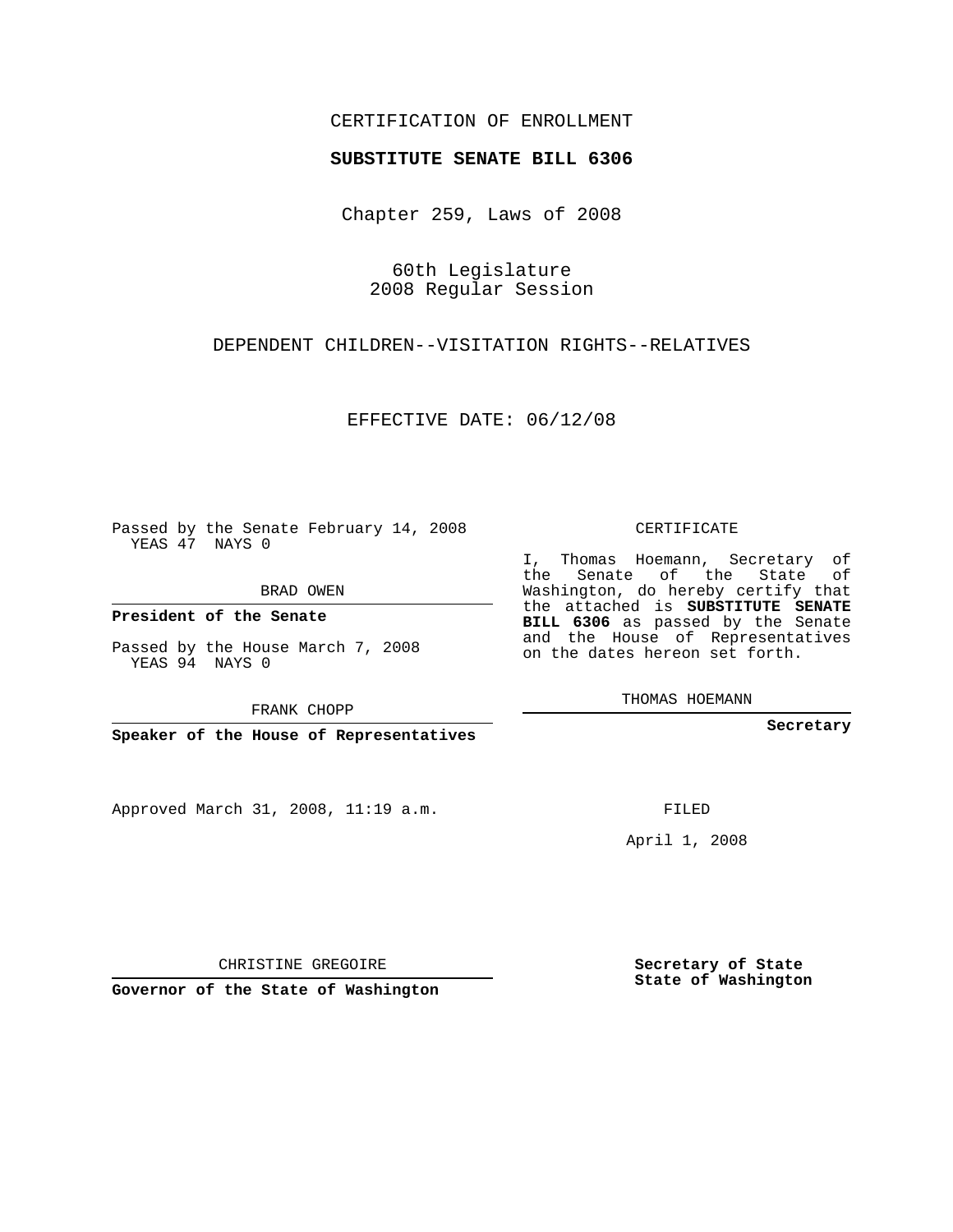CERTIFICATION OF ENROLLMENT

**SUBSTITUTE SENATE BILL 6306**

Chapter 259, Laws of 2008

60th Legislature
2008 Regular Session

DEPENDENT CHILDREN--VISITATION RIGHTS--RELATIVES

EFFECTIVE DATE: 06/12/08

Passed by the Senate February 14, 2008
YEAS 47 NAYS 0

BRAD OWEN

**President of the Senate**

Passed by the House March 7, 2008
YEAS 94 NAYS 0

FRANK CHOPP

**Speaker of the House of Representatives**

CERTIFICATE

I, Thomas Hoemann, Secretary of the Senate of the State of Washington, do hereby certify that the attached is **SUBSTITUTE SENATE BILL 6306** as passed by the Senate and the House of Representatives on the dates hereon set forth.

THOMAS HOEMANN

**Secretary**

Approved March 31, 2008, 11:19 a.m.

FILED

April 1, 2008

CHRISTINE GREGOIRE

**Governor of the State of Washington**

**Secretary of State**
**State of Washington**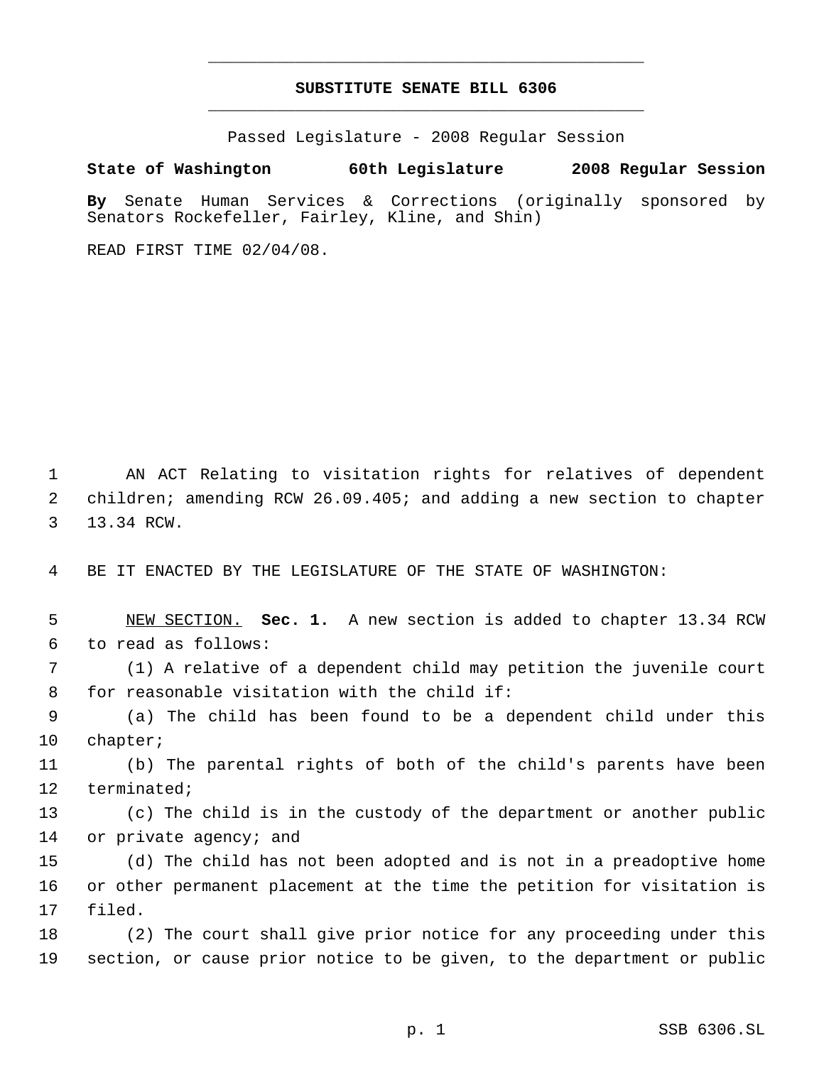# SUBSTITUTE SENATE BILL 6306

Passed Legislature - 2008 Regular Session

**State of Washington 60th Legislature 2008 Regular Session**

**By** Senate Human Services & Corrections (originally sponsored by Senators Rockefeller, Fairley, Kline, and Shin)

READ FIRST TIME 02/04/08.

AN ACT Relating to visitation rights for relatives of dependent children; amending RCW 26.09.405; and adding a new section to chapter 13.34 RCW.

BE IT ENACTED BY THE LEGISLATURE OF THE STATE OF WASHINGTON:

NEW SECTION. **Sec. 1.** A new section is added to chapter 13.34 RCW to read as follows:

(1) A relative of a dependent child may petition the juvenile court for reasonable visitation with the child if:

(a) The child has been found to be a dependent child under this chapter;

(b) The parental rights of both of the child's parents have been terminated;

(c) The child is in the custody of the department or another public or private agency; and

(d) The child has not been adopted and is not in a preadoptive home or other permanent placement at the time the petition for visitation is filed.

(2) The court shall give prior notice for any proceeding under this section, or cause prior notice to be given, to the department or public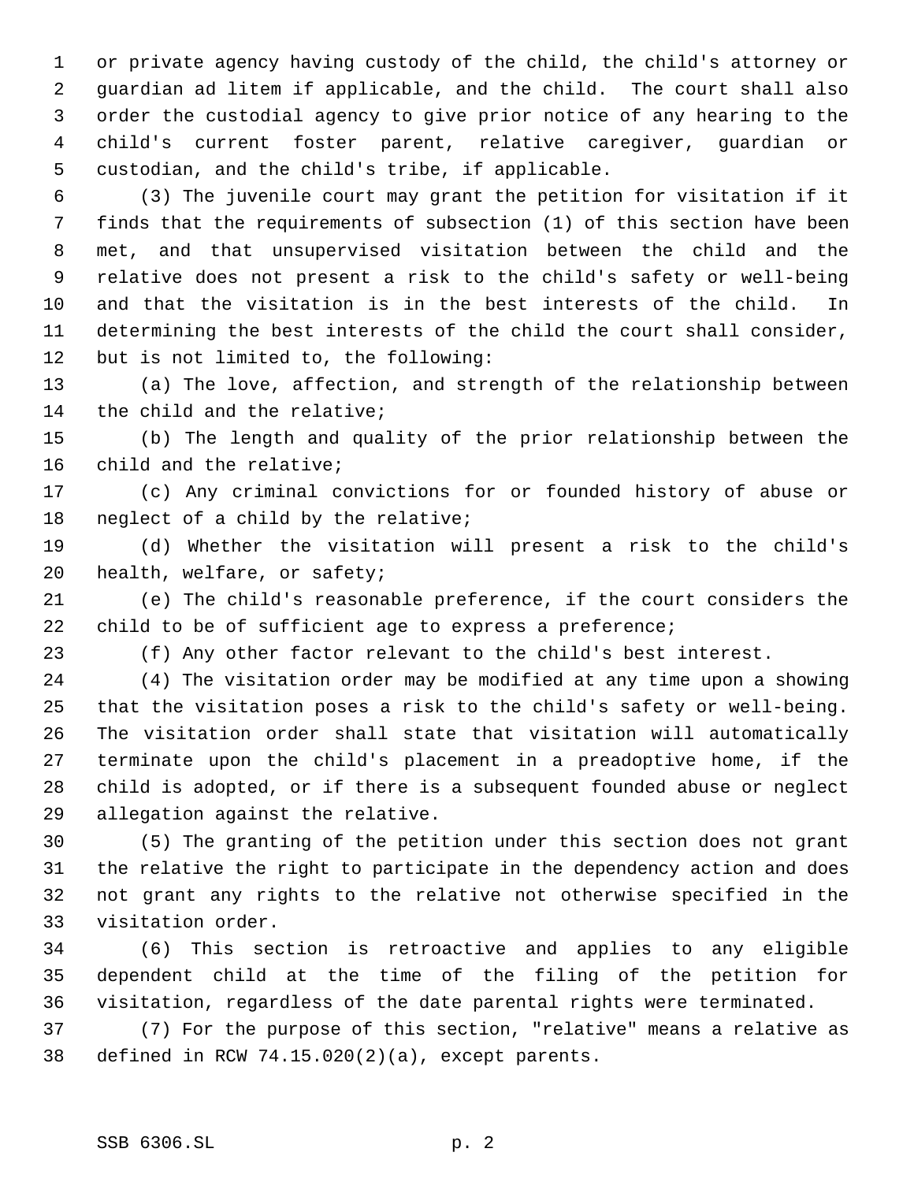or private agency having custody of the child, the child's attorney or guardian ad litem if applicable, and the child. The court shall also order the custodial agency to give prior notice of any hearing to the child's current foster parent, relative caregiver, guardian or custodian, and the child's tribe, if applicable.

(3) The juvenile court may grant the petition for visitation if it finds that the requirements of subsection (1) of this section have been met, and that unsupervised visitation between the child and the relative does not present a risk to the child's safety or well-being and that the visitation is in the best interests of the child. In determining the best interests of the child the court shall consider, but is not limited to, the following:

(a) The love, affection, and strength of the relationship between the child and the relative;

(b) The length and quality of the prior relationship between the child and the relative;

(c) Any criminal convictions for or founded history of abuse or neglect of a child by the relative;

(d) Whether the visitation will present a risk to the child's health, welfare, or safety;

(e) The child's reasonable preference, if the court considers the child to be of sufficient age to express a preference;

(f) Any other factor relevant to the child's best interest.

(4) The visitation order may be modified at any time upon a showing that the visitation poses a risk to the child's safety or well-being. The visitation order shall state that visitation will automatically terminate upon the child's placement in a preadoptive home, if the child is adopted, or if there is a subsequent founded abuse or neglect allegation against the relative.

(5) The granting of the petition under this section does not grant the relative the right to participate in the dependency action and does not grant any rights to the relative not otherwise specified in the visitation order.

(6) This section is retroactive and applies to any eligible dependent child at the time of the filing of the petition for visitation, regardless of the date parental rights were terminated.

(7) For the purpose of this section, "relative" means a relative as defined in RCW 74.15.020(2)(a), except parents.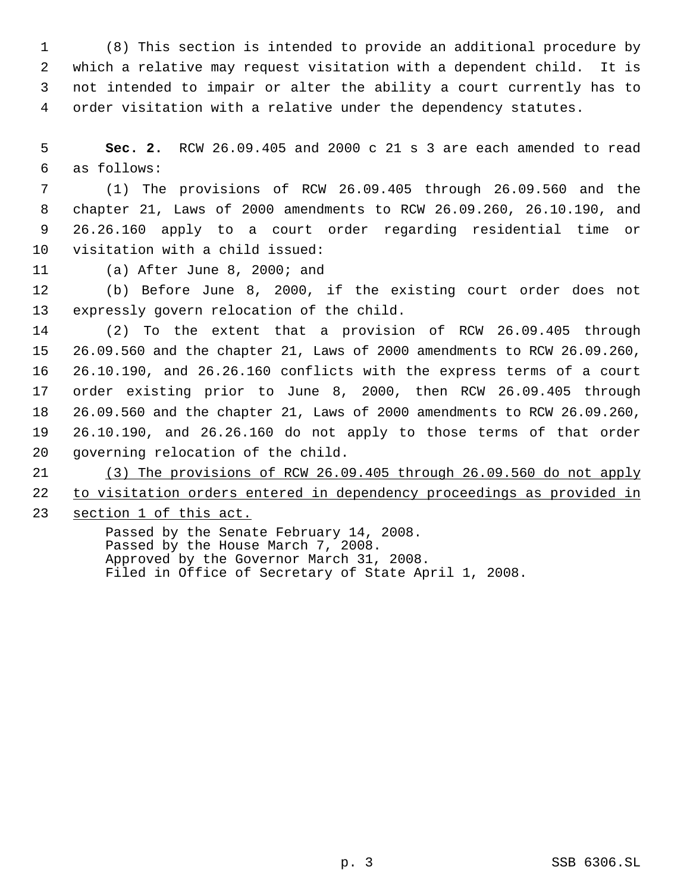(8) This section is intended to provide an additional procedure by which a relative may request visitation with a dependent child. It is not intended to impair or alter the ability a court currently has to order visitation with a relative under the dependency statutes.

**Sec. 2.** RCW 26.09.405 and 2000 c 21 s 3 are each amended to read as follows:

(1) The provisions of RCW 26.09.405 through 26.09.560 and the chapter 21, Laws of 2000 amendments to RCW 26.09.260, 26.10.190, and 26.26.160 apply to a court order regarding residential time or visitation with a child issued:

(a) After June 8, 2000; and

(b) Before June 8, 2000, if the existing court order does not expressly govern relocation of the child.

(2) To the extent that a provision of RCW 26.09.405 through 26.09.560 and the chapter 21, Laws of 2000 amendments to RCW 26.09.260, 26.10.190, and 26.26.160 conflicts with the express terms of a court order existing prior to June 8, 2000, then RCW 26.09.405 through 26.09.560 and the chapter 21, Laws of 2000 amendments to RCW 26.09.260, 26.10.190, and 26.26.160 do not apply to those terms of that order governing relocation of the child.

<u>(3) The provisions of RCW 26.09.405 through 26.09.560 do not apply to visitation orders entered in dependency proceedings as provided in section 1 of this act.</u>

Passed by the Senate February 14, 2008.
Passed by the House March 7, 2008.
Approved by the Governor March 31, 2008.
Filed in Office of Secretary of State April 1, 2008.